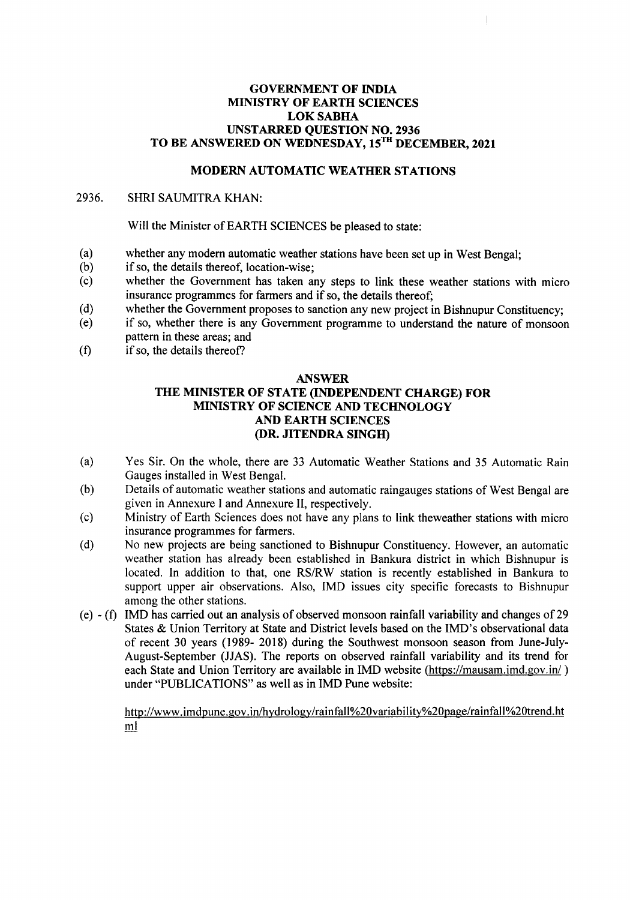**GOVERNMENT OF INDIA**
**MINISTRY OF EARTH SCIENCES**
**LOK SABHA**
**UNSTARRED QUESTION NO. 2936**
**TO BE ANSWERED ON WEDNESDAY, 15TH DECEMBER, 2021**

**MODERN AUTOMATIC WEATHER STATIONS**

2936. SHRI SAUMITRA KHAN:

Will the Minister of EARTH SCIENCES be pleased to state:

(a) whether any modern automatic weather stations have been set up in West Bengal;
(b) if so, the details thereof, location-wise;
(c) whether the Government has taken any steps to link these weather stations with micro insurance programmes for farmers and if so, the details thereof;
(d) whether the Government proposes to sanction any new project in Bishnupur Constituency;
(e) if so, whether there is any Government programme to understand the nature of monsoon pattern in these areas; and
(f) if so, the details thereof?

**ANSWER**
**THE MINISTER OF STATE (INDEPENDENT CHARGE) FOR MINISTRY OF SCIENCE AND TECHNOLOGY AND EARTH SCIENCES**
**(DR. JITENDRA SINGH)**

(a) Yes Sir. On the whole, there are 33 Automatic Weather Stations and 35 Automatic Rain Gauges installed in West Bengal.

(b) Details of automatic weather stations and automatic raingauges stations of West Bengal are given in Annexure I and Annexure II, respectively.

(c) Ministry of Earth Sciences does not have any plans to link theweather stations with micro insurance programmes for farmers.

(d) No new projects are being sanctioned to Bishnupur Constituency. However, an automatic weather station has already been established in Bankura district in which Bishnupur is located. In addition to that, one RS/RW station is recently established in Bankura to support upper air observations. Also, IMD issues city specific forecasts to Bishnupur among the other stations.

(e) - (f) IMD has carried out an analysis of observed monsoon rainfall variability and changes of 29 States & Union Territory at State and District levels based on the IMD's observational data of recent 30 years (1989- 2018) during the Southwest monsoon season from June-July-August-September (JJAS). The reports on observed rainfall variability and its trend for each State and Union Territory are available in IMD website (https://mausam.imd.gov.in/ ) under "PUBLICATIONS" as well as in IMD Pune website:

http://www.imdpune.gov.in/hydrology/rainfall%20variability%20page/rainfall%20trend.html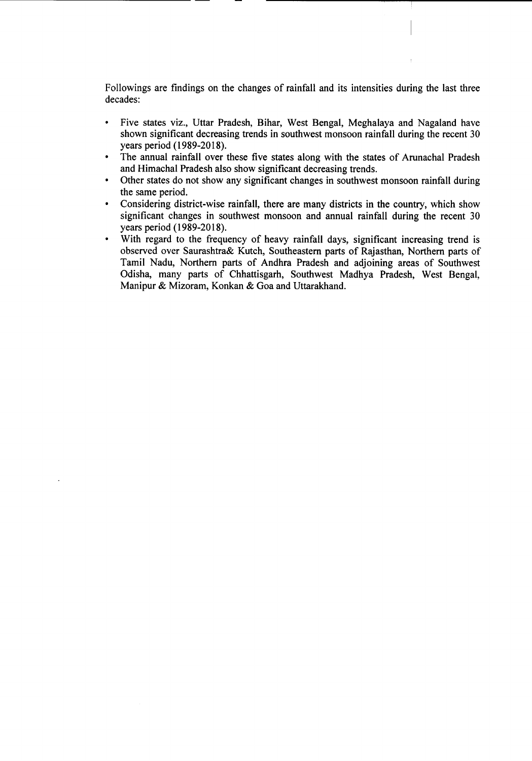Followings are findings on the changes of rainfall and its intensities during the last three decades:

- Five states viz., Uttar Pradesh, Bihar, West Bengal, Meghalaya and Nagaland have shown significant decreasing trends in southwest monsoon rainfall during the recent 30 years period (1989-2018).
- The annual rainfall over these five states along with the states of Arunachal Pradesh and Himachal Pradesh also show significant decreasing trends.
- Other states do not show any significant changes in southwest monsoon rainfall during the same period.
- Considering district-wise rainfall, there are many districts in the country, which show significant changes in southwest monsoon and annual rainfall during the recent 30 years period (1989-2018).
- With regard to the frequency of heavy rainfall days, significant increasing trend is observed over Saurashtra& Kutch, Southeastern parts of Rajasthan, Northern parts of Tamil Nadu, Northern parts of Andhra Pradesh and adjoining areas of Southwest Odisha, many parts of Chhattisgarh, Southwest Madhya Pradesh, West Bengal, Manipur & Mizoram, Konkan & Goa and Uttarakhand.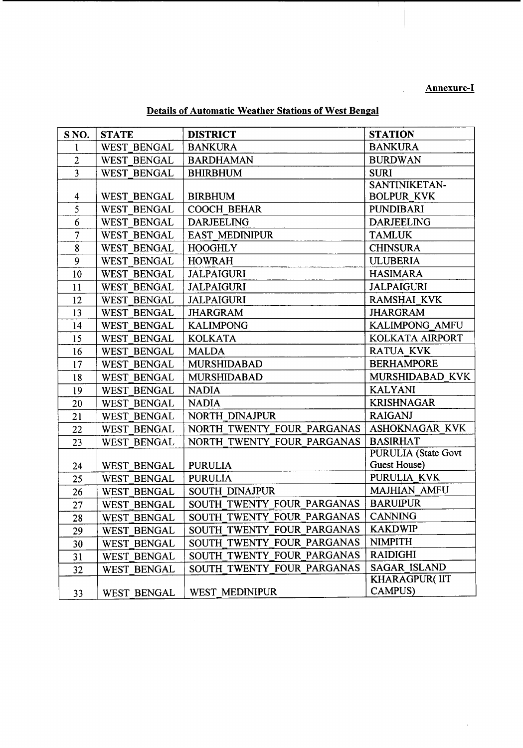**Annexure-I**

**Details of Automatic Weather Stations of West Bengal**

| S NO. | STATE | DISTRICT | STATION |
|---|---|---|---|
| 1 | WEST_BENGAL | BANKURA | BANKURA |
| 2 | WEST_BENGAL | BARDHAMAN | BURDWAN |
| 3 | WEST_BENGAL | BHIRBHUM | SURI |
| 4 | WEST_BENGAL | BIRBHUM | SANTINIKETAN-BOLPUR_KVK |
| 5 | WEST_BENGAL | COOCH_BEHAR | PUNDIBARI |
| 6 | WEST_BENGAL | DARJEELING | DARJEELING |
| 7 | WEST_BENGAL | EAST_MEDINIPUR | TAMLUK |
| 8 | WEST_BENGAL | HOOGHLY | CHINSURA |
| 9 | WEST_BENGAL | HOWRAH | ULUBERIA |
| 10 | WEST_BENGAL | JALPAIGURI | HASIMARA |
| 11 | WEST_BENGAL | JALPAIGURI | JALPAIGURI |
| 12 | WEST_BENGAL | JALPAIGURI | RAMSHAI_KVK |
| 13 | WEST_BENGAL | JHARGRAM | JHARGRAM |
| 14 | WEST_BENGAL | KALIMPONG | KALIMPONG_AMFU |
| 15 | WEST_BENGAL | KOLKATA | KOLKATA AIRPORT |
| 16 | WEST_BENGAL | MALDA | RATUA_KVK |
| 17 | WEST_BENGAL | MURSHIDABAD | BERHAMPORE |
| 18 | WEST_BENGAL | MURSHIDABAD | MURSHIDABAD_KVK |
| 19 | WEST_BENGAL | NADIA | KALYANI |
| 20 | WEST_BENGAL | NADIA | KRISHNAGAR |
| 21 | WEST_BENGAL | NORTH_DINAJPUR | RAIGANJ |
| 22 | WEST_BENGAL | NORTH_TWENTY_FOUR_PARGANAS | ASHOKNAGAR_KVK |
| 23 | WEST_BENGAL | NORTH_TWENTY_FOUR_PARGANAS | BASIRHAT |
| 24 | WEST_BENGAL | PURULIA | PURULIA (State Govt Guest House) |
| 25 | WEST_BENGAL | PURULIA | PURULIA_KVK |
| 26 | WEST_BENGAL | SOUTH_DINAJPUR | MAJHIAN_AMFU |
| 27 | WEST_BENGAL | SOUTH_TWENTY_FOUR_PARGANAS | BARUIPUR |
| 28 | WEST_BENGAL | SOUTH_TWENTY_FOUR_PARGANAS | CANNING |
| 29 | WEST_BENGAL | SOUTH_TWENTY_FOUR_PARGANAS | KAKDWIP |
| 30 | WEST_BENGAL | SOUTH_TWENTY_FOUR_PARGANAS | NIMPITH |
| 31 | WEST_BENGAL | SOUTH_TWENTY_FOUR_PARGANAS | RAIDIGHI |
| 32 | WEST_BENGAL | SOUTH_TWENTY_FOUR_PARGANAS | SAGAR_ISLAND |
| 33 | WEST_BENGAL | WEST_MEDINIPUR | KHARAGPUR( IIT CAMPUS) |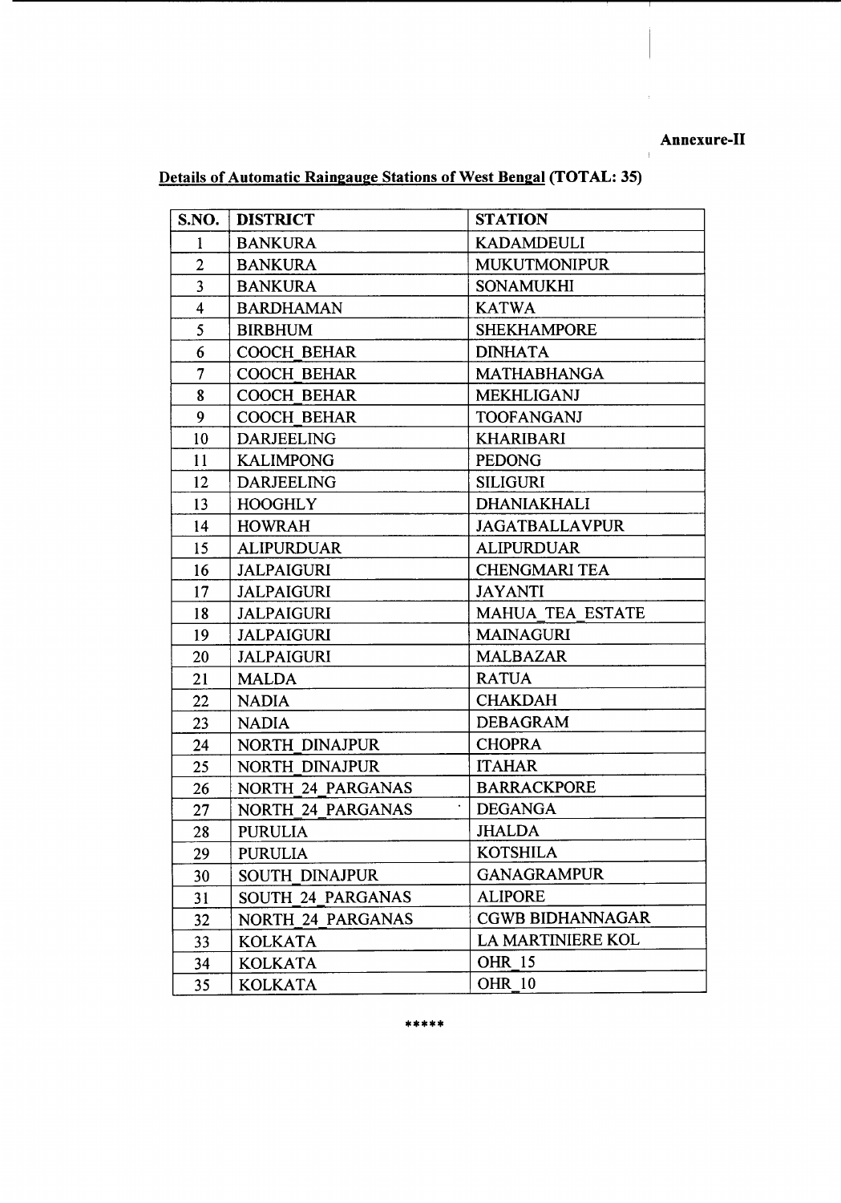**Annexure-II**

**Details of Automatic Raingauge Stations of West Bengal (TOTAL: 35)**

| S.NO. | DISTRICT | STATION |
|---|---|---|
| 1 | BANKURA | KADAMDEULI |
| 2 | BANKURA | MUKUTMONIPUR |
| 3 | BANKURA | SONAMUKHI |
| 4 | BARDHAMAN | KATWA |
| 5 | BIRBHUM | SHEKHAMPORE |
| 6 | COOCH_BEHAR | DINHATA |
| 7 | COOCH_BEHAR | MATHABHANGA |
| 8 | COOCH_BEHAR | MEKHLIGANJ |
| 9 | COOCH_BEHAR | TOOFANGANJ |
| 10 | DARJEELING | KHARIBARI |
| 11 | KALIMPONG | PEDONG |
| 12 | DARJEELING | SILIGURI |
| 13 | HOOGHLY | DHANIAKHALI |
| 14 | HOWRAH | JAGATBALLAVPUR |
| 15 | ALIPURDUAR | ALIPURDUAR |
| 16 | JALPAIGURI | CHENGMARI TEA |
| 17 | JALPAIGURI | JAYANTI |
| 18 | JALPAIGURI | MAHUA_TEA_ESTATE |
| 19 | JALPAIGURI | MAINAGURI |
| 20 | JALPAIGURI | MALBAZAR |
| 21 | MALDA | RATUA |
| 22 | NADIA | CHAKDAH |
| 23 | NADIA | DEBAGRAM |
| 24 | NORTH_DINAJPUR | CHOPRA |
| 25 | NORTH_DINAJPUR | ITAHAR |
| 26 | NORTH_24_PARGANAS | BARRACKPORE |
| 27 | NORTH_24_PARGANAS | DEGANGA |
| 28 | PURULIA | JHALDA |
| 29 | PURULIA | KOTSHILA |
| 30 | SOUTH_DINAJPUR | GANAGRAMPUR |
| 31 | SOUTH_24_PARGANAS | ALIPORE |
| 32 | NORTH_24_PARGANAS | CGWB BIDHANNAGAR |
| 33 | KOLKATA | LA MARTINIERE KOL |
| 34 | KOLKATA | OHR_15 |
| 35 | KOLKATA | OHR_10 |

*****